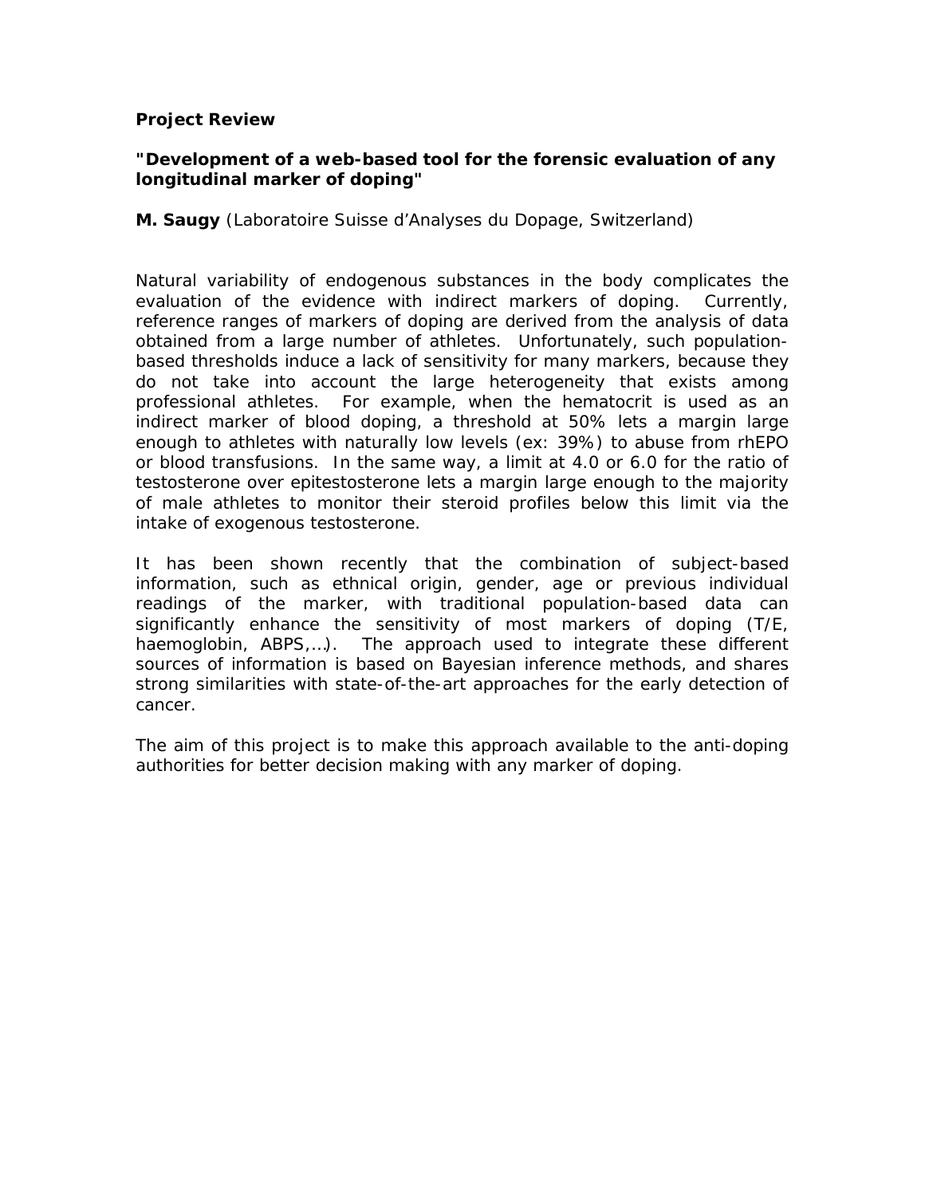**Project Review**

**"Development of a web-based tool for the forensic evaluation of any longitudinal marker of doping"**

**M. Saugy** (Laboratoire Suisse d'Analyses du Dopage, Switzerland)

Natural variability of endogenous substances in the body complicates the evaluation of the evidence with indirect markers of doping. Currently, reference ranges of markers of doping are derived from the analysis of data obtained from a large number of athletes. Unfortunately, such population-based thresholds induce a lack of sensitivity for many markers, because they do not take into account the large heterogeneity that exists among professional athletes. For example, when the hematocrit is used as an indirect marker of blood doping, a threshold at 50% lets a margin large enough to athletes with naturally low levels (ex: 39%) to abuse from rhEPO or blood transfusions. In the same way, a limit at 4.0 or 6.0 for the ratio of testosterone over epitestosterone lets a margin large enough to the majority of male athletes to monitor their steroid profiles below this limit via the intake of exogenous testosterone.

It has been shown recently that the combination of subject-based information, such as ethnical origin, gender, age or previous individual readings of the marker, with traditional population-based data can significantly enhance the sensitivity of most markers of doping (T/E, haemoglobin, ABPS,…). The approach used to integrate these different sources of information is based on Bayesian inference methods, and shares strong similarities with state-of-the-art approaches for the early detection of cancer.

The aim of this project is to make this approach available to the anti-doping authorities for better decision making with any marker of doping.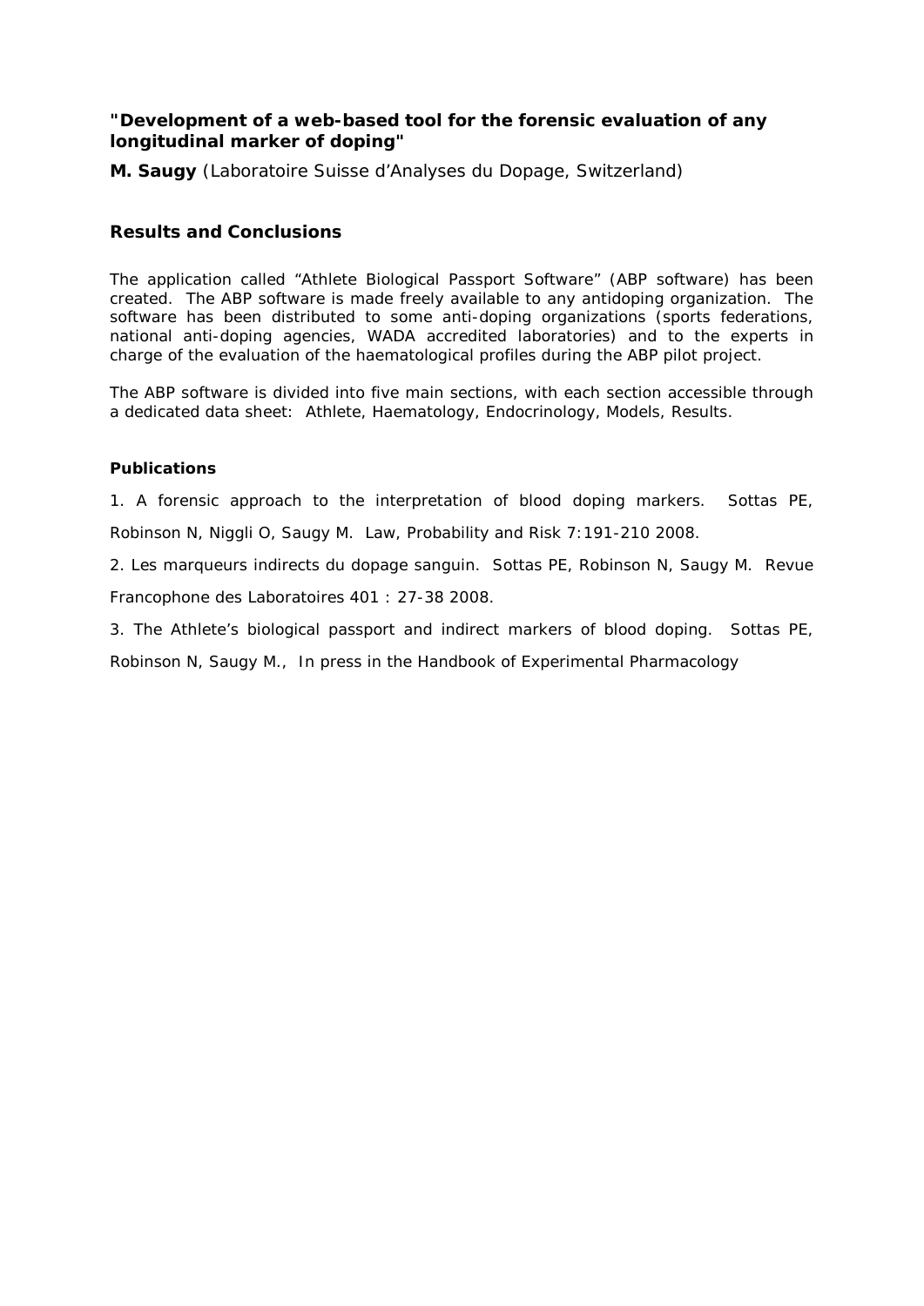**"Development of a web-based tool for the forensic evaluation of any longitudinal marker of doping"**

**M. Saugy** (Laboratoire Suisse d'Analyses du Dopage, Switzerland)

## Results and Conclusions

The application called "Athlete Biological Passport Software" (ABP software) has been created. The ABP software is made freely available to any antidoping organization. The software has been distributed to some anti-doping organizations (sports federations, national anti-doping agencies, WADA accredited laboratories) and to the experts in charge of the evaluation of the haematological profiles during the ABP pilot project.

The ABP software is divided into five main sections, with each section accessible through a dedicated data sheet: Athlete, Haematology, Endocrinology, Models, Results.

### Publications

1. A forensic approach to the interpretation of blood doping markers. Sottas PE, Robinson N, Niggli O, Saugy M. Law, Probability and Risk 7:191-210 2008.

2. Les marqueurs indirects du dopage sanguin. Sottas PE, Robinson N, Saugy M. Revue Francophone des Laboratoires 401 : 27-38 2008.

3. The Athlete's biological passport and indirect markers of blood doping. Sottas PE, Robinson N, Saugy M., In press in the Handbook of Experimental Pharmacology